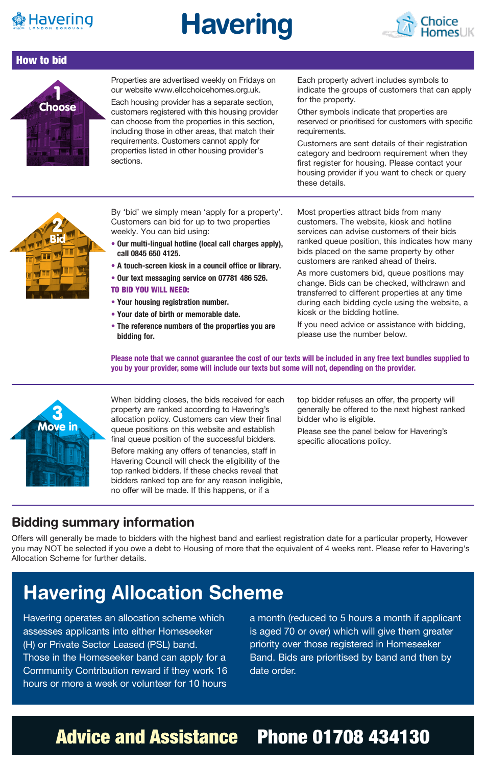# Havering

## How to bid

### 1 Choose

Properties are advertised weekly on Fridays on our website www.ellcchoicehomes.org.uk.

Each housing provider has a separate section, customers registered with this housing provider can choose from the properties in this section, including those in other areas, that match their requirements. Customers cannot apply for properties listed in other housing provider's sections.

Each property advert includes symbols to indicate the groups of customers that can apply for the property.

Other symbols indicate that properties are reserved or prioritised for customers with specific requirements.

Customers are sent details of their registration category and bedroom requirement when they first register for housing. Please contact your housing provider if you want to check or query these details.

### 2 Bid

By 'bid' we simply mean 'apply for a property'. Customers can bid for up to two properties weekly. You can bid using:

- **Our multi-lingual hotline (local call charges apply), call 0845 650 4125.**
- **A touch-screen kiosk in a council office or library.**
- **Our text messaging service on 07781 486 526.**

**TO BID YOU WILL NEED:**

- **Your housing registration number.**
- **Your date of birth or memorable date.**
- **The reference numbers of the properties you are bidding for.**

Most properties attract bids from many customers. The website, kiosk and hotline services can advise customers of their bids ranked queue position, this indicates how many bids placed on the same property by other customers are ranked ahead of theirs.

As more customers bid, queue positions may change. Bids can be checked, withdrawn and transferred to different properties at any time during each bidding cycle using the website, a kiosk or the bidding hotline.

If you need advice or assistance with bidding, please use the number below.

**Please note that we cannot guarantee the cost of our texts will be included in any free text bundles supplied to you by your provider, some will include our texts but some will not, depending on the provider.**

### 3 Move in

When bidding closes, the bids received for each property are ranked according to Havering's allocation policy. Customers can view their final queue positions on this website and establish final queue position of the successful bidders.

Before making any offers of tenancies, staff in Havering Council will check the eligibility of the top ranked bidders. If these checks reveal that bidders ranked top are for any reason ineligible, no offer will be made. If this happens, or if a top bidder refuses an offer, the property will generally be offered to the next highest ranked bidder who is eligible.

Please see the panel below for Havering's specific allocations policy.

## Bidding summary information

Offers will generally be made to bidders with the highest band and earliest registration date for a particular property, However you may NOT be selected if you owe a debt to Housing of more that the equivalent of 4 weeks rent. Please refer to Havering's Allocation Scheme for further details.

## Havering Allocation Scheme

Havering operates an allocation scheme which assesses applicants into either Homeseeker (H) or Private Sector Leased (PSL) band. Those in the Homeseeker band can apply for a Community Contribution reward if they work 16 hours or more a week or volunteer for 10 hours a month (reduced to 5 hours a month if applicant is aged 70 or over) which will give them greater priority over those registered in Homeseeker Band. Bids are prioritised by band and then by date order.

**Advice and Assistance Phone 01708 434130**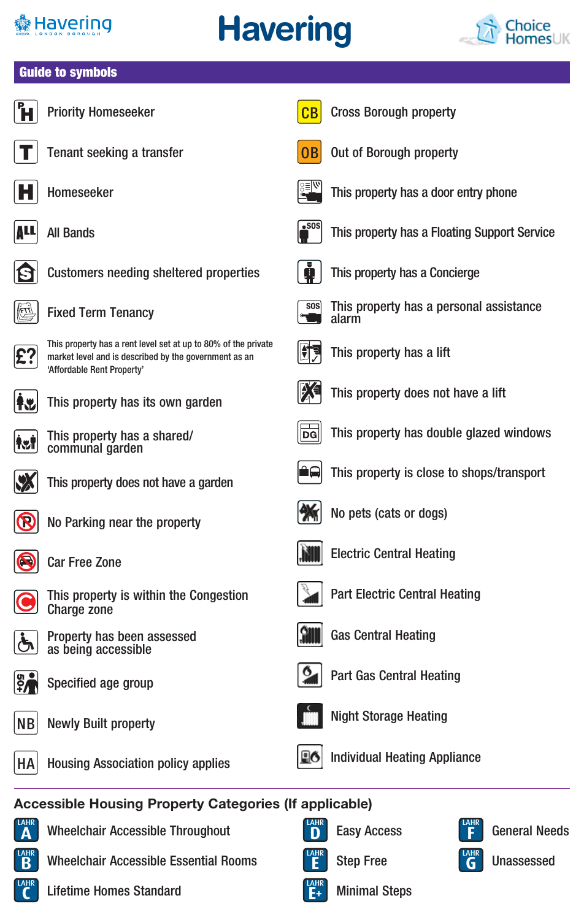# Havering

## Guide to symbols

- Priority Homeseeker
- Tenant seeking a transfer
- Homeseeker
- All Bands
- Customers needing sheltered properties
- Fixed Term Tenancy
- This property has a rent level set at up to 80% of the private market level and is described by the government as an 'Affordable Rent Property'
- This property has its own garden
- This property has a shared/ communal garden
- This property does not have a garden
- No Parking near the property
- Car Free Zone
- This property is within the Congestion Charge zone
- Property has been assessed as being accessible
- Specified age group
- NB Newly Built property
- HA Housing Association policy applies
- CB Cross Borough property
- OB Out of Borough property
- This property has a door entry phone
- This property has a Floating Support Service
- This property has a Concierge
- This property has a personal assistance alarm
- This property has a lift
- This property does not have a lift
- This property has double glazed windows
- This property is close to shops/transport
- No pets (cats or dogs)
- Electric Central Heating
- Part Electric Central Heating
- Gas Central Heating
- Part Gas Central Heating
- Night Storage Heating
- Individual Heating Appliance

## Accessible Housing Property Categories (If applicable)

- LAHR A Wheelchair Accessible Throughout
- LAHR B Wheelchair Accessible Essential Rooms
- LAHR C Lifetime Homes Standard
- LAHR D Easy Access
- LAHR E Step Free
- LAHR E+ Minimal Steps
- LAHR F General Needs
- LAHR G Unassessed